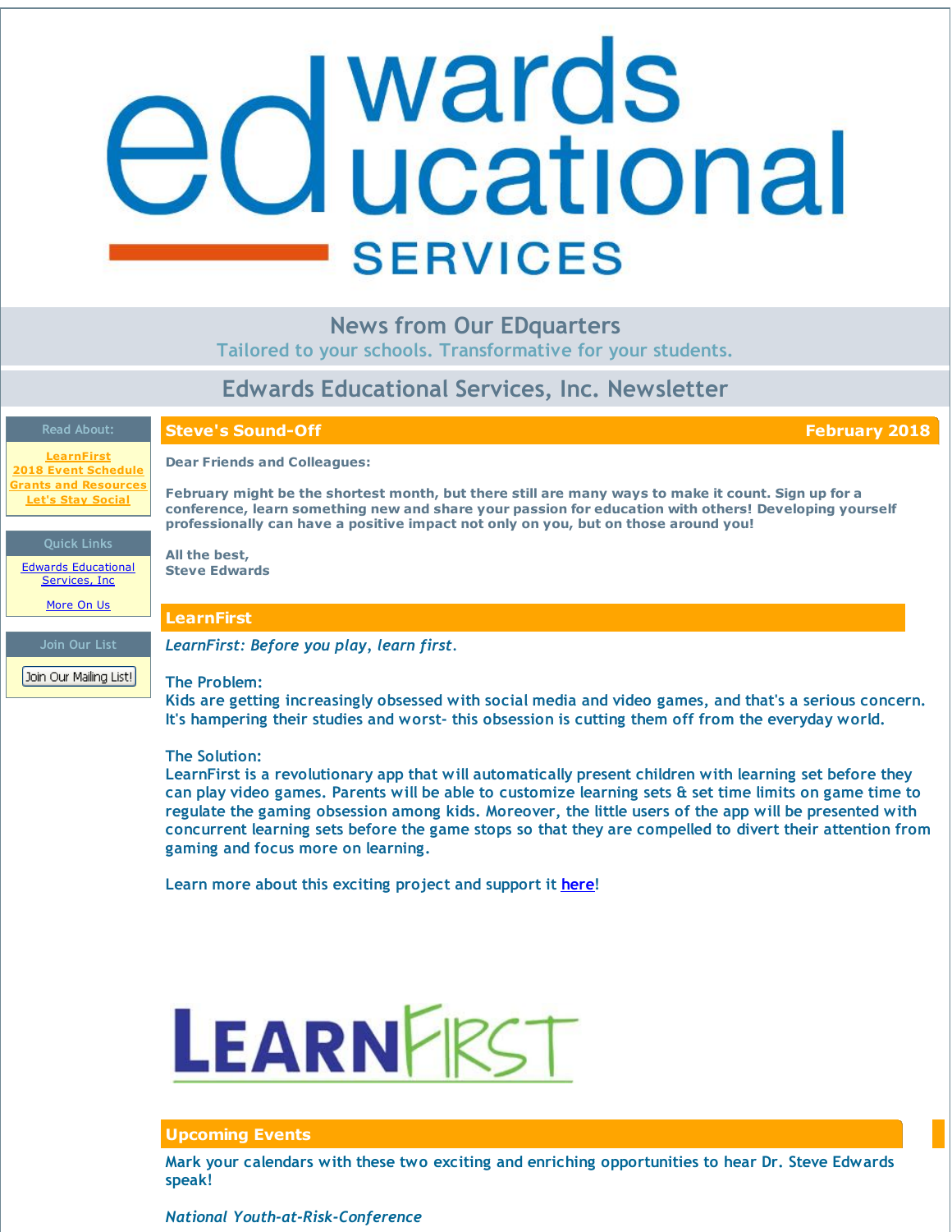# Edwards Educational Services

## News from Our EDquarters

Tailored to your schools. Transformative for your students.

## Edwards Educational Services, Inc. Newsletter

**Read About:**

- LearnFirst
- 2018 Event Schedule
- Grants and Resources
- Let's Stay Social

**Quick Links**

- Edwards Educational Services, Inc
- More On Us

**Join Our List**

Join Our Mailing List!

## Steve's Sound-Off — February 2018

**Dear Friends and Colleagues:**

**February might be the shortest month, but there still are many ways to make it count. Sign up for a conference, learn something new and share your passion for education with others! Developing yourself professionally can have a positive impact not only on you, but on those around you!**

**All the best,**
**Steve Edwards**

## LearnFirst

*LearnFirst: Before you play, learn first.*

The Problem:
Kids are getting increasingly obsessed with social media and video games, and that's a serious concern. It's hampering their studies and worst- this obsession is cutting them off from the everyday world.

The Solution:
LearnFirst is a revolutionary app that will automatically present children with learning set before they can play video games. Parents will be able to customize learning sets & set time limits on game time to regulate the gaming obsession among kids. Moreover, the little users of the app will be presented with concurrent learning sets before the game stops so that they are compelled to divert their attention from gaming and focus more on learning.

Learn more about this exciting project and support it here!

LEARNFIRST

## Upcoming Events

Mark your calendars with these two exciting and enriching opportunities to hear Dr. Steve Edwards speak!

*National Youth-at-Risk-Conference*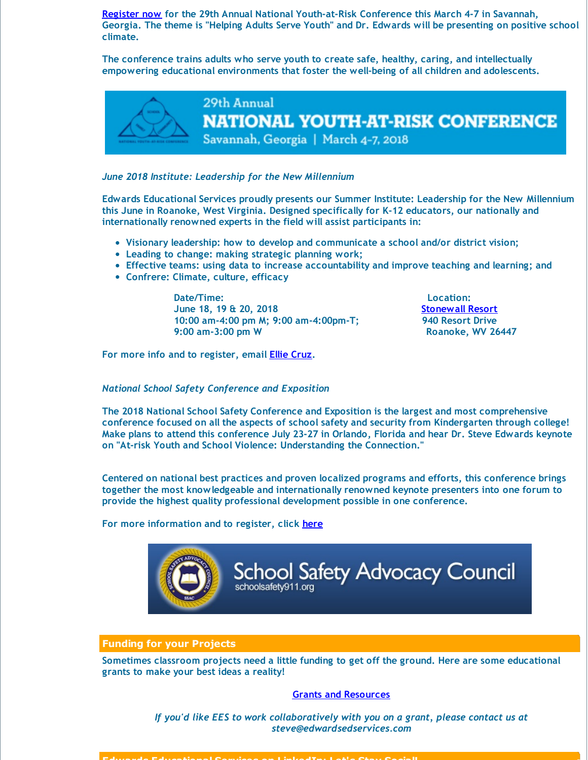Register now for the 29th Annual National Youth-at-Risk Conference this March 4-7 in Savannah, Georgia. The theme is "Helping Adults Serve Youth" and Dr. Edwards will be presenting on positive school climate.

The conference trains adults who serve youth to create safe, healthy, caring, and intellectually empowering educational environments that foster the well-being of all children and adolescents.

29th Annual
NATIONAL YOUTH-AT-RISK CONFERENCE
Savannah, Georgia | March 4-7, 2018

*June 2018 Institute: Leadership for the New Millennium*

Edwards Educational Services proudly presents our Summer Institute: Leadership for the New Millennium this June in Roanoke, West Virginia. Designed specifically for K-12 educators, our nationally and internationally renowned experts in the field will assist participants in:

- Visionary leadership: how to develop and communicate a school and/or district vision;
- Leading to change: making strategic planning work;
- Effective teams: using data to increase accountability and improve teaching and learning; and
- Confrere: Climate, culture, efficacy

Date/Time:
June 18, 19 & 20, 2018
10:00 am-4:00 pm M; 9:00 am-4:00pm-T;
9:00 am-3:00 pm W

Location:
Stonewall Resort
940 Resort Drive
Roanoke, WV 26447

For more info and to register, email Ellie Cruz.

*National School Safety Conference and Exposition*

The 2018 National School Safety Conference and Exposition is the largest and most comprehensive conference focused on all the aspects of school safety and security from Kindergarten through college! Make plans to attend this conference July 23-27 in Orlando, Florida and hear Dr. Steve Edwards keynote on "At-risk Youth and School Violence: Understanding the Connection."

Centered on national best practices and proven localized programs and efforts, this conference brings together the most knowledgeable and internationally renowned keynote presenters into one forum to provide the highest quality professional development possible in one conference.

For more information and to register, click here

School Safety Advocacy Council
schoolsafety911.org

## Funding for your Projects

Sometimes classroom projects need a little funding to get off the ground. Here are some educational grants to make your best ideas a reality!

Grants and Resources

*If you'd like EES to work collaboratively with you on a grant, please contact us at steve@edwardsedservices.com*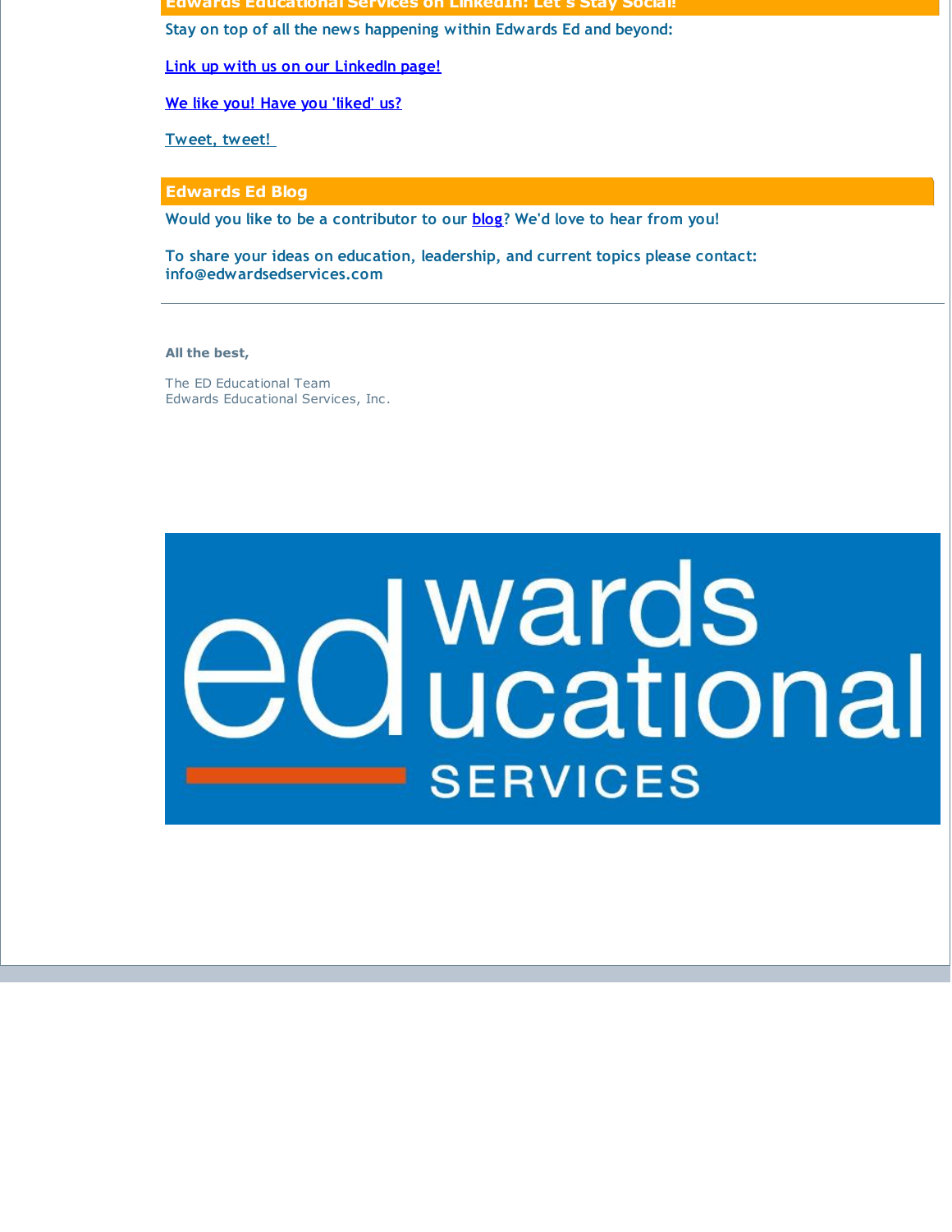## Edwards Educational Services on LinkedIn: Let's Stay Social!

Stay on top of all the news happening within Edwards Ed and beyond:

Link up with us on our LinkedIn page!

We like you! Have you 'liked' us?

Tweet, tweet!

## Edwards Ed Blog

Would you like to be a contributor to our blog? We'd love to hear from you!

To share your ideas on education, leadership, and current topics please contact: info@edwardsedservices.com

---

**All the best,**

The ED Educational Team
Edwards Educational Services, Inc.